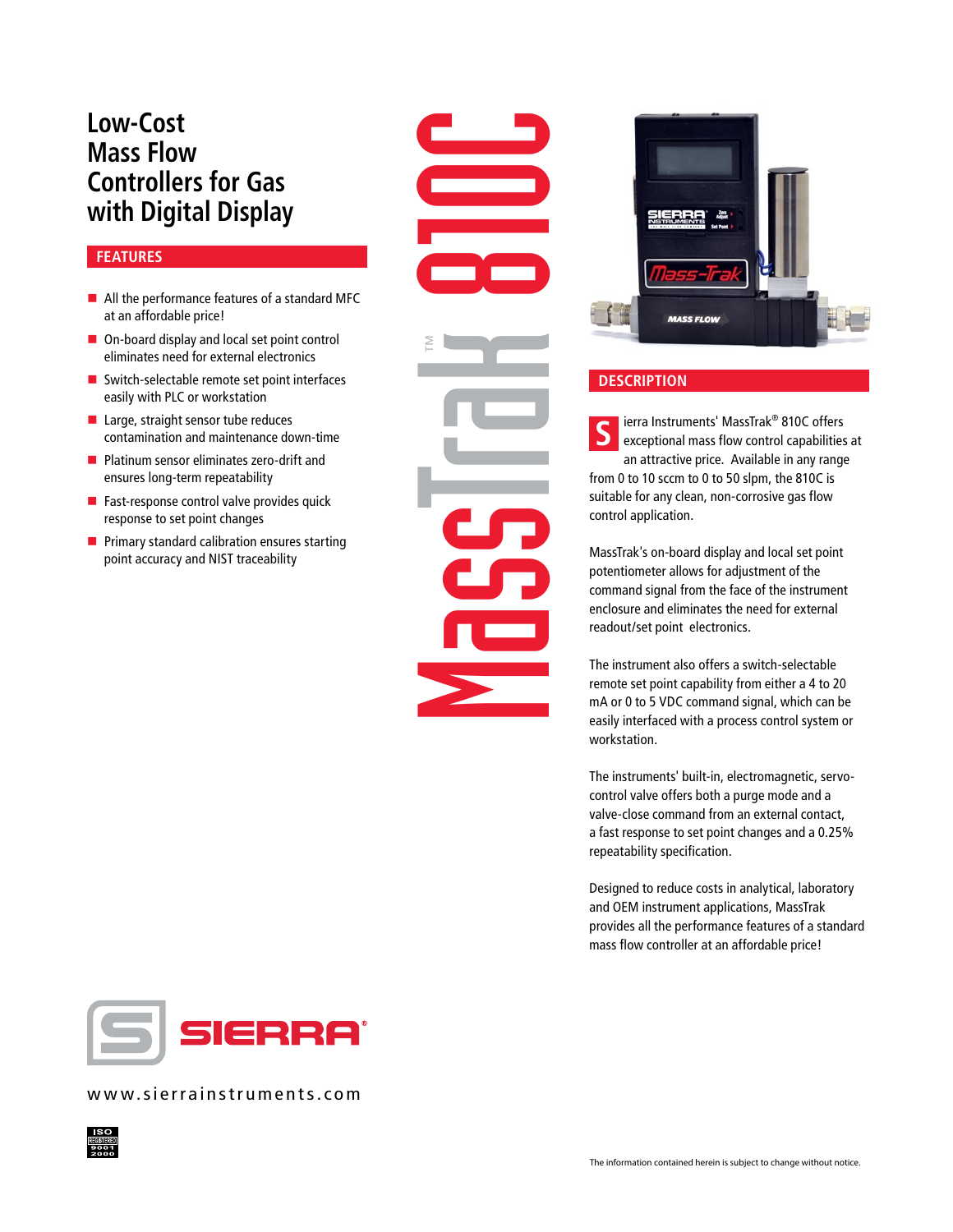# Low-Cost Mass Flow Controllers for Gas with Digital Display

# MassTrak™ 810C

## FEATURES

- All the performance features of a standard MFC at an affordable price!
- On-board display and local set point control eliminates need for external electronics
- Switch-selectable remote set point interfaces easily with PLC or workstation
- Large, straight sensor tube reduces contamination and maintenance down-time
- Platinum sensor eliminates zero-drift and ensures long-term repeatability
- Fast-response control valve provides quick response to set point changes
- Primary standard calibration ensures starting point accuracy and NIST traceability

## DESCRIPTION

Sierra Instruments' MassTrak® 810C offers exceptional mass flow control capabilities at an attractive price. Available in any range from 0 to 10 sccm to 0 to 50 slpm, the 810C is suitable for any clean, non-corrosive gas flow control application.

MassTrak's on-board display and local set point potentiometer allows for adjustment of the command signal from the face of the instrument enclosure and eliminates the need for external readout/set point electronics.

The instrument also offers a switch-selectable remote set point capability from either a 4 to 20 mA or 0 to 5 VDC command signal, which can be easily interfaced with a process control system or workstation.

The instruments' built-in, electromagnetic, servo-control valve offers both a purge mode and a valve-close command from an external contact, a fast response to set point changes and a 0.25% repeatability specification.

Designed to reduce costs in analytical, laboratory and OEM instrument applications, MassTrak provides all the performance features of a standard mass flow controller at an affordable price!

SIERRA®

www.sierrainstruments.com

ISO REGISTERED 9001 2000

The information contained herein is subject to change without notice.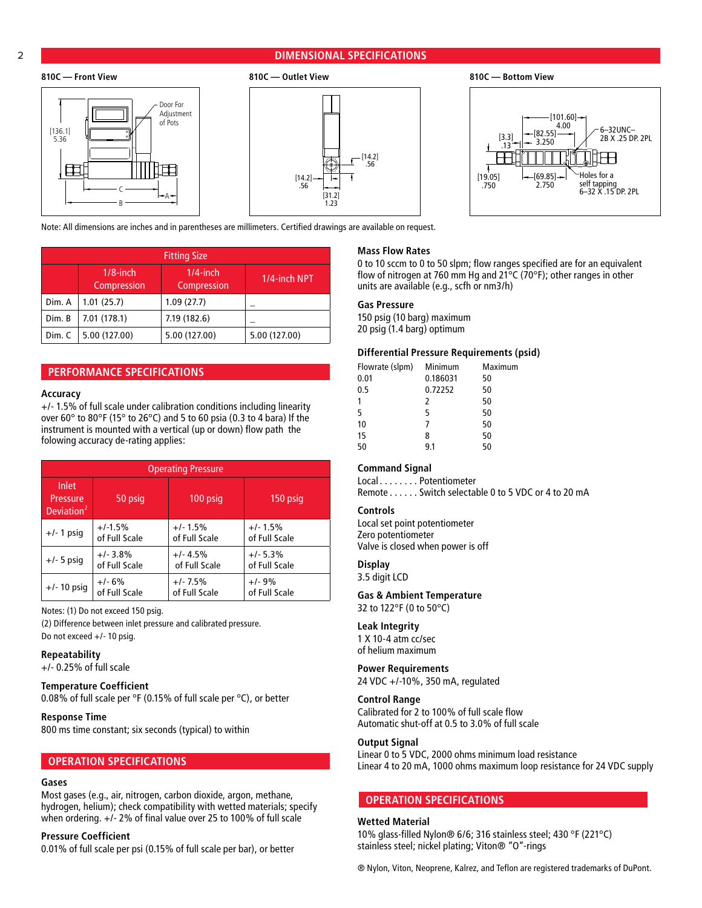## DIMENSIONAL SPECIFICATIONS

**810C — Front View**

Door For Adjustment of Pots

[136.1] 5.36

C

B

A

**810C — Outlet View**

[14.2] .56

[14.2] .56

[31.2] 1.23

**810C — Bottom View**

[101.60] 4.00

[82.55] 3.250

[3.3] .13

6–32UNC–2B X .25 DP. 2PL

[19.05] .750

[69.85] 2.750

Holes for a self tapping 6–32 X .15 DP. 2PL

Note: All dimensions are inches and in parentheses are millimeters. Certified drawings are available on request.

| | Fitting Size | | |
|---|---|---|---|
| | 1/8-inch Compression | 1/4-inch Compression | 1/4-inch NPT |
| Dim. A | 1.01 (25.7) | 1.09 (27.7) | – |
| Dim. B | 7.01 (178.1) | 7.19 (182.6) | – |
| Dim. C | 5.00 (127.00) | 5.00 (127.00) | 5.00 (127.00) |

## PERFORMANCE SPECIFICATIONS

### Accuracy

+/- 1.5% of full scale under calibration conditions including linearity over 60° to 80°F (15° to 26°C) and 5 to 60 psia (0.3 to 4 bara) If the instrument is mounted with a vertical (up or down) flow path the folowing accuracy de-rating applies:

| | Operating Pressure | | |
|---|---|---|---|
| Inlet Pressure Deviation[2] | 50 psig | 100 psig | 150 psig |
| +/- 1 psig | +/-1.5% of Full Scale | +/- 1.5% of Full Scale | +/- 1.5% of Full Scale |
| +/- 5 psig | +/- 3.8% of Full Scale | +/- 4.5% of Full Scale | +/- 5.3% of Full Scale |
| +/- 10 psig | +/- 6% of Full Scale | +/- 7.5% of Full Scale | +/- 9% of Full Scale |

Notes: (1) Do not exceed 150 psig.

(2) Difference between inlet pressure and calibrated pressure.

Do not exceed +/- 10 psig.

### Repeatability

+/- 0.25% of full scale

### Temperature Coefficient

0.08% of full scale per °F (0.15% of full scale per °C), or better

### Response Time

800 ms time constant; six seconds (typical) to within

## OPERATION SPECIFICATIONS

### Gases

Most gases (e.g., air, nitrogen, carbon dioxide, argon, methane, hydrogen, helium); check compatibility with wetted materials; specify when ordering. +/- 2% of final value over 25 to 100% of full scale

### Pressure Coefficient

0.01% of full scale per psi (0.15% of full scale per bar), or better

### Mass Flow Rates

0 to 10 sccm to 0 to 50 slpm; flow ranges specified are for an equivalent flow of nitrogen at 760 mm Hg and 21°C (70°F); other ranges in other units are available (e.g., scfh or nm3/h)

### Gas Pressure

150 psig (10 barg) maximum
20 psig (1.4 barg) optimum

### Differential Pressure Requirements (psid)

| Flowrate (slpm) | Minimum | Maximum |
|---|---|---|
| 0.01 | 0.186031 | 50 |
| 0.5 | 0.72252 | 50 |
| 1 | 2 | 50 |
| 5 | 5 | 50 |
| 10 | 7 | 50 |
| 15 | 8 | 50 |
| 50 | 9.1 | 50 |

### Command Signal

Local . . . . . . . . Potentiometer
Remote . . . . . . Switch selectable 0 to 5 VDC or 4 to 20 mA

### Controls

Local set point potentiometer
Zero potentiometer
Valve is closed when power is off

### Display

3.5 digit LCD

### Gas & Ambient Temperature

32 to 122°F (0 to 50°C)

### Leak Integrity

1 X 10-4 atm cc/sec
of helium maximum

### Power Requirements

24 VDC +/-10%, 350 mA, regulated

### Control Range

Calibrated for 2 to 100% of full scale flow
Automatic shut-off at 0.5 to 3.0% of full scale

### Output Signal

Linear 0 to 5 VDC, 2000 ohms minimum load resistance
Linear 4 to 20 mA, 1000 ohms maximum loop resistance for 24 VDC supply

## OPERATION SPECIFICATIONS

### Wetted Material

10% glass-filled Nylon® 6/6; 316 stainless steel; 430 °F (221°C) stainless steel; nickel plating; Viton® "O"-rings

® Nylon, Viton, Neoprene, Kalrez, and Teflon are registered trademarks of DuPont.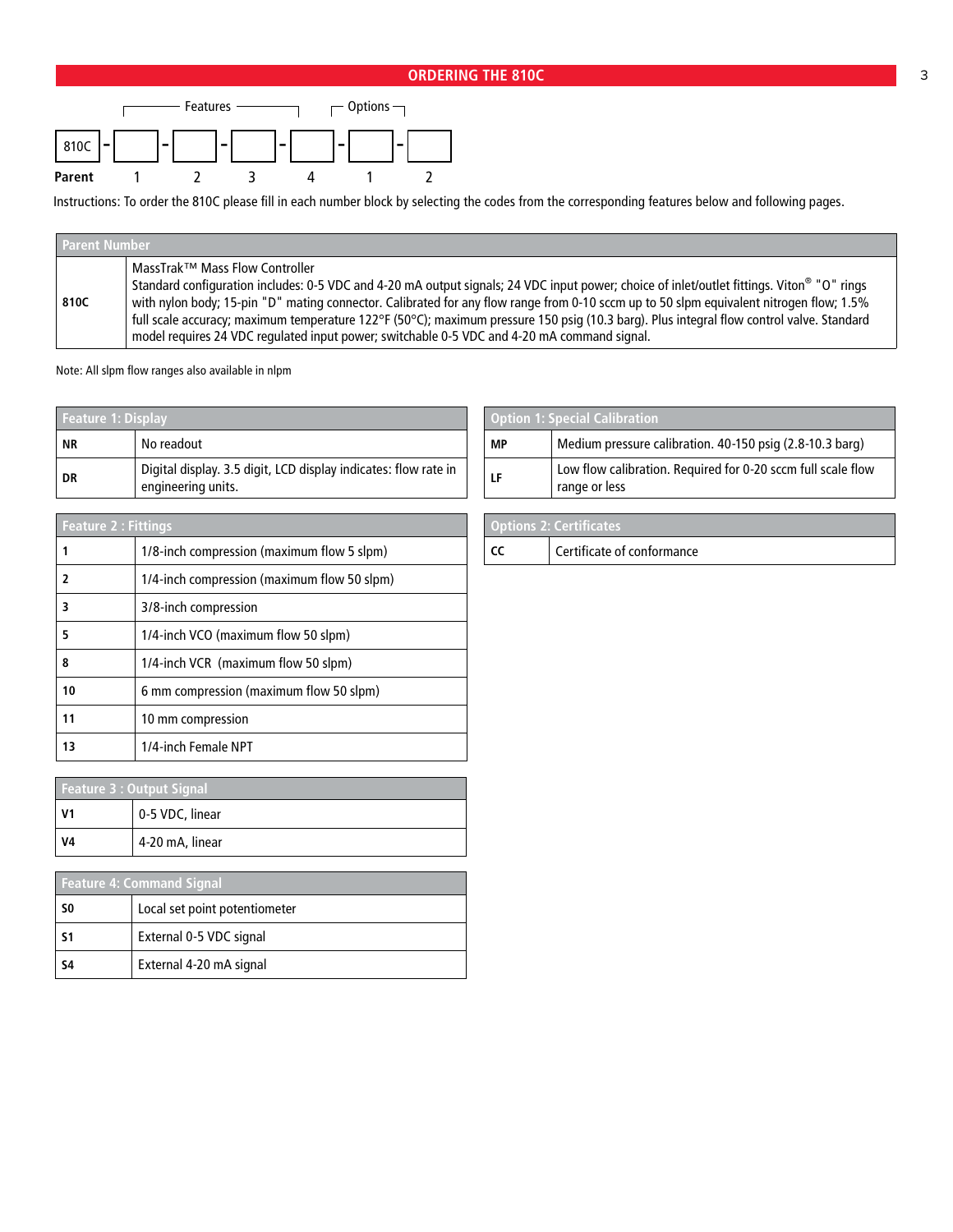## ORDERING THE 810C

| 810C | - | | - | | - | | - | | - | | - | |
|---|---|---|---|---|---|---|---|---|---|---|---|---|
| **Parent** | | 1 | | 2 | | 3 | | 4 | | 1 | | 2 |

Features: 1–4; Options: 1–2

Instructions: To order the 810C please fill in each number block by selecting the codes from the corresponding features below and following pages.

| Parent Number | |
|---|---|
| **810C** | MassTrak™ Mass Flow Controller<br>Standard configuration includes: 0-5 VDC and 4-20 mA output signals; 24 VDC input power; choice of inlet/outlet fittings. Viton® "O" rings with nylon body; 15-pin "D" mating connector. Calibrated for any flow range from 0-10 sccm up to 50 slpm equivalent nitrogen flow; 1.5% full scale accuracy; maximum temperature 122°F (50°C); maximum pressure 150 psig (10.3 barg). Plus integral flow control valve. Standard model requires 24 VDC regulated input power; switchable 0-5 VDC and 4-20 mA command signal. |

Note: All slpm flow ranges also available in nlpm

| Feature 1: Display | |
|---|---|
| **NR** | No readout |
| **DR** | Digital display. 3.5 digit, LCD display indicates: flow rate in engineering units. |

| Feature 2 : Fittings | |
|---|---|
| **1** | 1/8-inch compression (maximum flow 5 slpm) |
| **2** | 1/4-inch compression (maximum flow 50 slpm) |
| **3** | 3/8-inch compression |
| **5** | 1/4-inch VCO (maximum flow 50 slpm) |
| **8** | 1/4-inch VCR (maximum flow 50 slpm) |
| **10** | 6 mm compression (maximum flow 50 slpm) |
| **11** | 10 mm compression |
| **13** | 1/4-inch Female NPT |

| Feature 3 : Output Signal | |
|---|---|
| **V1** | 0-5 VDC, linear |
| **V4** | 4-20 mA, linear |

| Feature 4: Command Signal | |
|---|---|
| **S0** | Local set point potentiometer |
| **S1** | External 0-5 VDC signal |
| **S4** | External 4-20 mA signal |

| Option 1: Special Calibration | |
|---|---|
| **MP** | Medium pressure calibration. 40-150 psig (2.8-10.3 barg) |
| **LF** | Low flow calibration. Required for 0-20 sccm full scale flow range or less |

| Options 2: Certificates | |
|---|---|
| **CC** | Certificate of conformance |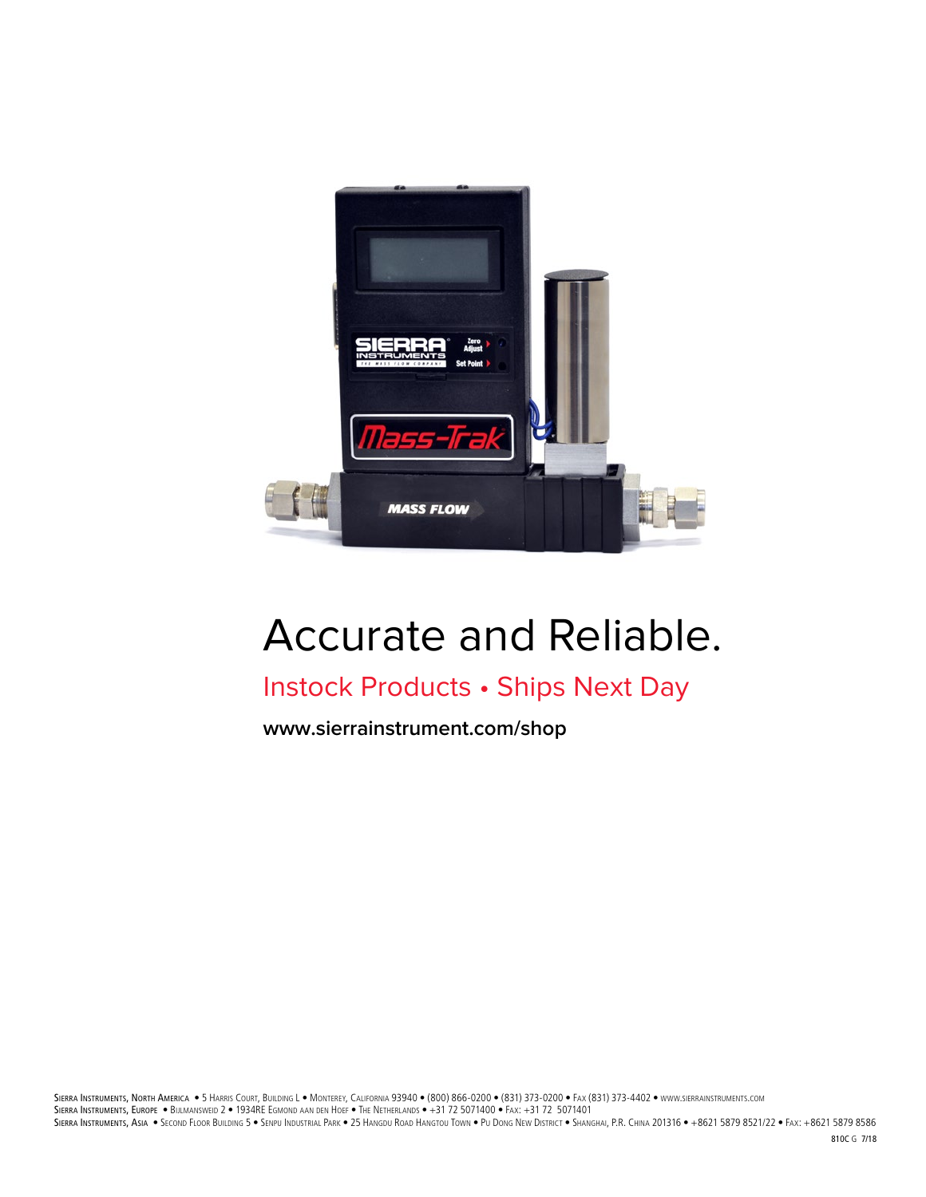# Accurate and Reliable.

Instock Products • Ships Next Day

**www.sierrainstrument.com/shop**

Sierra Instruments, North America • 5 Harris Court, Building L • Monterey, California 93940 • (800) 866-0200 • (831) 373-0200 • Fax (831) 373-4402 • www.sierrainstruments.com
Sierra Instruments, Europe • Bijlmansweid 2 • 1934RE Egmond aan den Hoef • The Netherlands • +31 72 5071400 • Fax: +31 72 5071401
Sierra Instruments, Asia • Second Floor Building 5 • Senpu Industrial Park • 25 Hangdu Road Hangtou Town • Pu Dong New District • Shanghai, P.R. China 201316 • +8621 5879 8521/22 • Fax: +8621 5879 8586

810C G 7/18